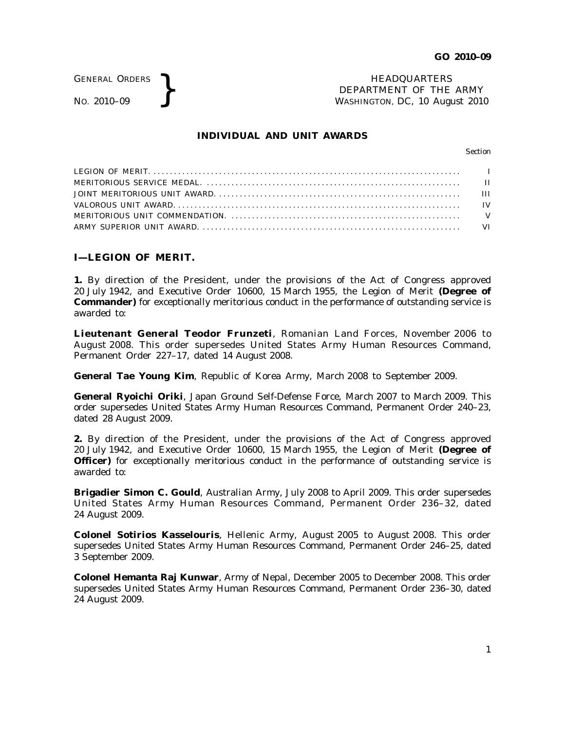GENERAL ORDERS
NO. 2010–09

HEADQUARTERS
DEPARTMENT OF THE ARMY
WASHINGTON, DC, 10 August 2010

# INDIVIDUAL AND UNIT AWARDS

| | Section |
|---|---|
| LEGION OF MERIT | I |
| MERITORIOUS SERVICE MEDAL | II |
| JOINT MERITORIOUS UNIT AWARD | III |
| VALOROUS UNIT AWARD | IV |
| MERITORIOUS UNIT COMMENDATION | V |
| ARMY SUPERIOR UNIT AWARD | VI |

## I—LEGION OF MERIT.

**1.** By direction of the President, under the provisions of the Act of Congress approved 20 July 1942, and Executive Order 10600, 15 March 1955, the Legion of Merit **(Degree of Commander)** for exceptionally meritorious conduct in the performance of outstanding service is awarded to:

**Lieutenant General Teodor Frunzeti**, Romanian Land Forces, November 2006 to August 2008. This order supersedes United States Army Human Resources Command, Permanent Order 227–17, dated 14 August 2008.

**General Tae Young Kim**, Republic of Korea Army, March 2008 to September 2009.

**General Ryoichi Oriki**, Japan Ground Self-Defense Force, March 2007 to March 2009. This order supersedes United States Army Human Resources Command, Permanent Order 240–23, dated 28 August 2009.

**2.** By direction of the President, under the provisions of the Act of Congress approved 20 July 1942, and Executive Order 10600, 15 March 1955, the Legion of Merit **(Degree of Officer)** for exceptionally meritorious conduct in the performance of outstanding service is awarded to:

**Brigadier Simon C. Gould**, Australian Army, July 2008 to April 2009. This order supersedes United States Army Human Resources Command, Permanent Order 236–32, dated 24 August 2009.

**Colonel Sotirios Kasselouris**, Hellenic Army, August 2005 to August 2008. This order supersedes United States Army Human Resources Command, Permanent Order 246–25, dated 3 September 2009.

**Colonel Hemanta Raj Kunwar**, Army of Nepal, December 2005 to December 2008. This order supersedes United States Army Human Resources Command, Permanent Order 236–30, dated 24 August 2009.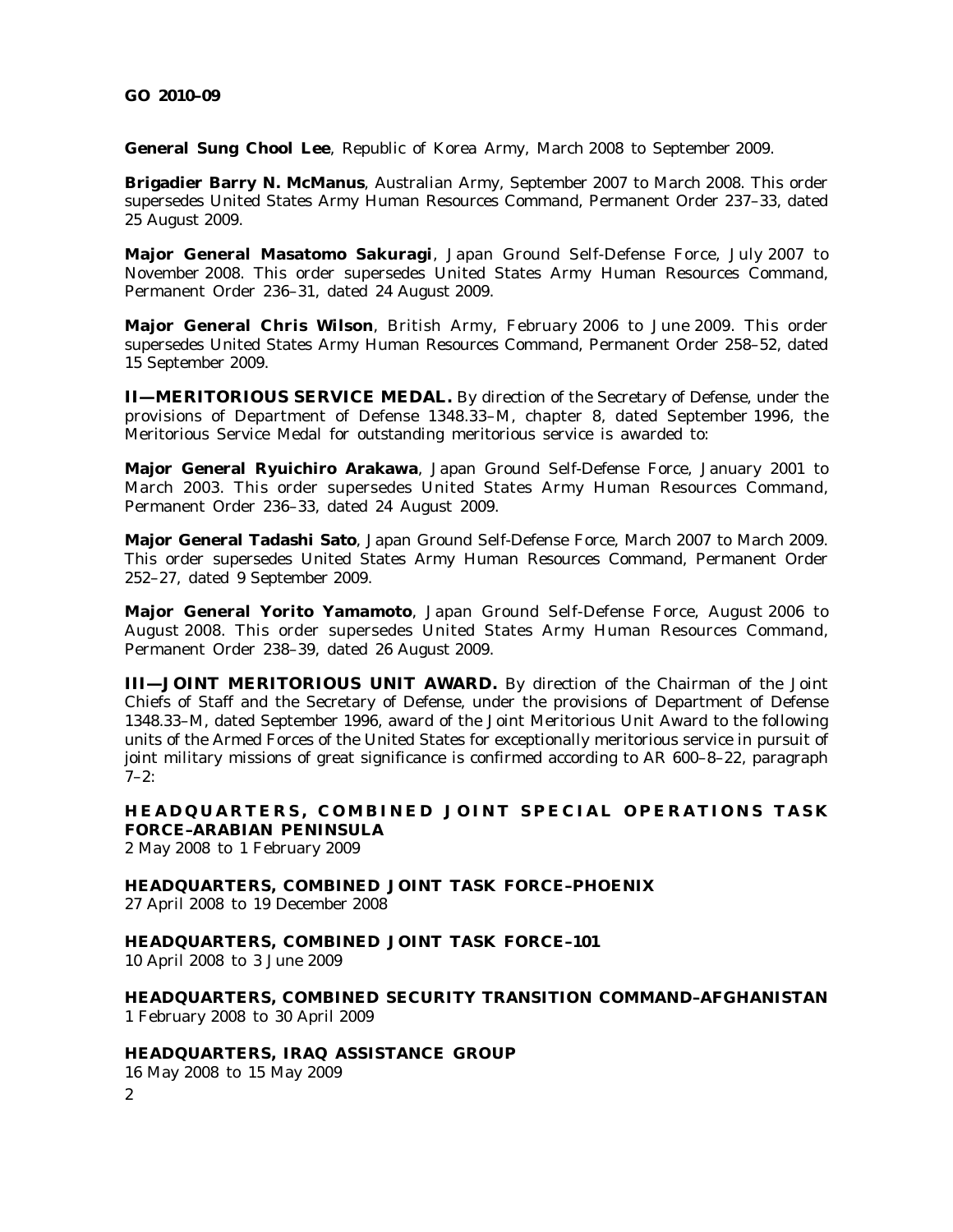**General Sung Chool Lee**, Republic of Korea Army, March 2008 to September 2009.

**Brigadier Barry N. McManus**, Australian Army, September 2007 to March 2008. This order supersedes United States Army Human Resources Command, Permanent Order 237–33, dated 25 August 2009.

**Major General Masatomo Sakuragi**, Japan Ground Self-Defense Force, July 2007 to November 2008. This order supersedes United States Army Human Resources Command, Permanent Order 236–31, dated 24 August 2009.

**Major General Chris Wilson**, British Army, February 2006 to June 2009. This order supersedes United States Army Human Resources Command, Permanent Order 258–52, dated 15 September 2009.

**II—MERITORIOUS SERVICE MEDAL.** By direction of the Secretary of Defense, under the provisions of Department of Defense 1348.33–M, chapter 8, dated September 1996, the Meritorious Service Medal for outstanding meritorious service is awarded to:

**Major General Ryuichiro Arakawa**, Japan Ground Self-Defense Force, January 2001 to March 2003. This order supersedes United States Army Human Resources Command, Permanent Order 236–33, dated 24 August 2009.

**Major General Tadashi Sato**, Japan Ground Self-Defense Force, March 2007 to March 2009. This order supersedes United States Army Human Resources Command, Permanent Order 252–27, dated 9 September 2009.

**Major General Yorito Yamamoto**, Japan Ground Self-Defense Force, August 2006 to August 2008. This order supersedes United States Army Human Resources Command, Permanent Order 238–39, dated 26 August 2009.

**III—JOINT MERITORIOUS UNIT AWARD.** By direction of the Chairman of the Joint Chiefs of Staff and the Secretary of Defense, under the provisions of Department of Defense 1348.33–M, dated September 1996, award of the Joint Meritorious Unit Award to the following units of the Armed Forces of the United States for exceptionally meritorious service in pursuit of joint military missions of great significance is confirmed according to AR 600–8–22, paragraph 7–2:

**HEADQUARTERS, COMBINED JOINT SPECIAL OPERATIONS TASK FORCE–ARABIAN PENINSULA**
2 May 2008 to 1 February 2009

**HEADQUARTERS, COMBINED JOINT TASK FORCE–PHOENIX**
27 April 2008 to 19 December 2008

**HEADQUARTERS, COMBINED JOINT TASK FORCE–101**
10 April 2008 to 3 June 2009

**HEADQUARTERS, COMBINED SECURITY TRANSITION COMMAND–AFGHANISTAN**
1 February 2008 to 30 April 2009

**HEADQUARTERS, IRAQ ASSISTANCE GROUP**
16 May 2008 to 15 May 2009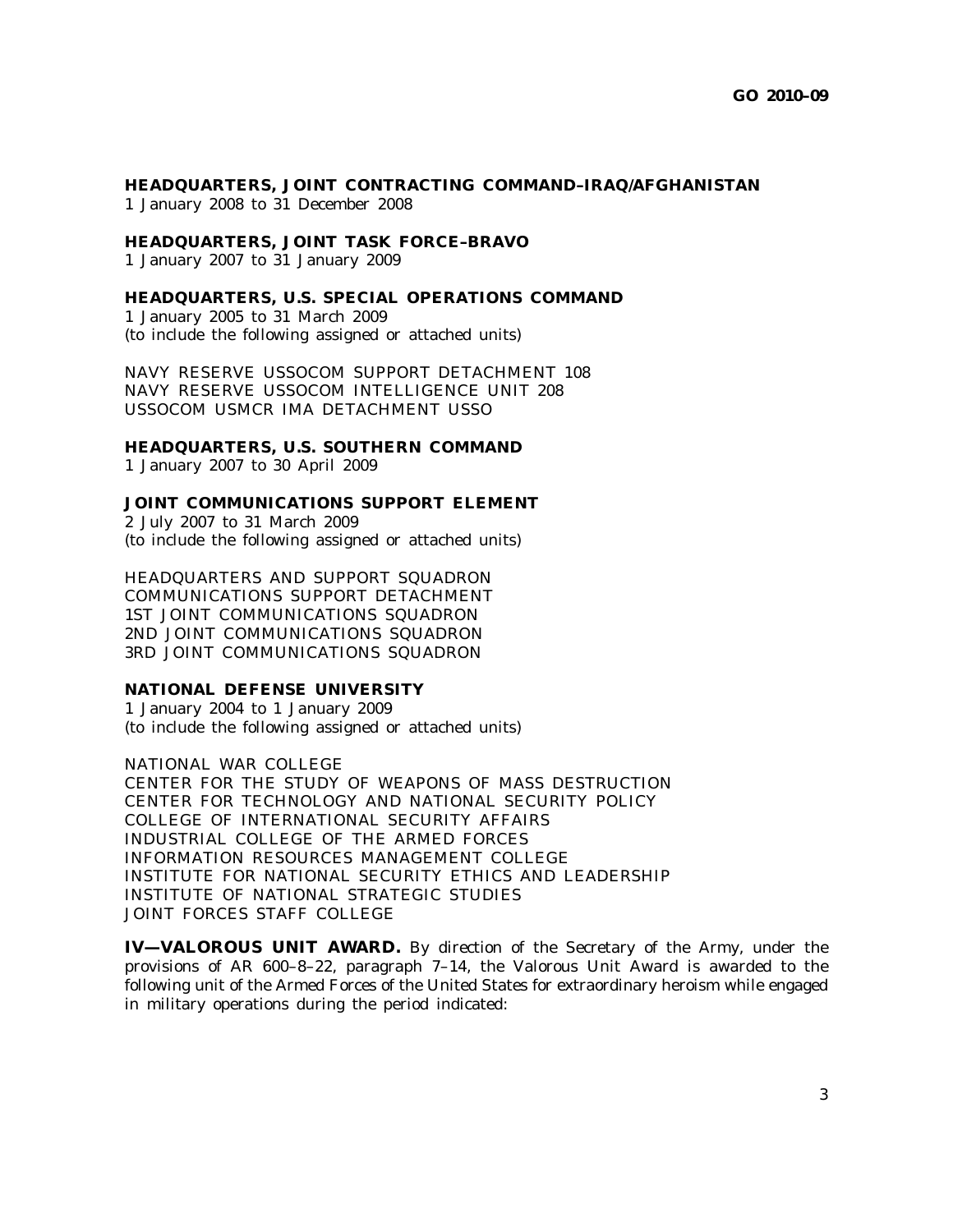**HEADQUARTERS, JOINT CONTRACTING COMMAND–IRAQ/AFGHANISTAN**
1 January 2008 to 31 December 2008

**HEADQUARTERS, JOINT TASK FORCE–BRAVO**
1 January 2007 to 31 January 2009

**HEADQUARTERS, U.S. SPECIAL OPERATIONS COMMAND**
1 January 2005 to 31 March 2009
(to include the following assigned or attached units)

NAVY RESERVE USSOCOM SUPPORT DETACHMENT 108
NAVY RESERVE USSOCOM INTELLIGENCE UNIT 208
USSOCOM USMCR IMA DETACHMENT USSO

**HEADQUARTERS, U.S. SOUTHERN COMMAND**
1 January 2007 to 30 April 2009

**JOINT COMMUNICATIONS SUPPORT ELEMENT**
2 July 2007 to 31 March 2009
(to include the following assigned or attached units)

HEADQUARTERS AND SUPPORT SQUADRON
COMMUNICATIONS SUPPORT DETACHMENT
1ST JOINT COMMUNICATIONS SQUADRON
2ND JOINT COMMUNICATIONS SQUADRON
3RD JOINT COMMUNICATIONS SQUADRON

**NATIONAL DEFENSE UNIVERSITY**
1 January 2004 to 1 January 2009
(to include the following assigned or attached units)

NATIONAL WAR COLLEGE
CENTER FOR THE STUDY OF WEAPONS OF MASS DESTRUCTION
CENTER FOR TECHNOLOGY AND NATIONAL SECURITY POLICY
COLLEGE OF INTERNATIONAL SECURITY AFFAIRS
INDUSTRIAL COLLEGE OF THE ARMED FORCES
INFORMATION RESOURCES MANAGEMENT COLLEGE
INSTITUTE FOR NATIONAL SECURITY ETHICS AND LEADERSHIP
INSTITUTE OF NATIONAL STRATEGIC STUDIES
JOINT FORCES STAFF COLLEGE

**IV—VALOROUS UNIT AWARD.** By direction of the Secretary of the Army, under the provisions of AR 600–8–22, paragraph 7–14, the Valorous Unit Award is awarded to the following unit of the Armed Forces of the United States for extraordinary heroism while engaged in military operations during the period indicated: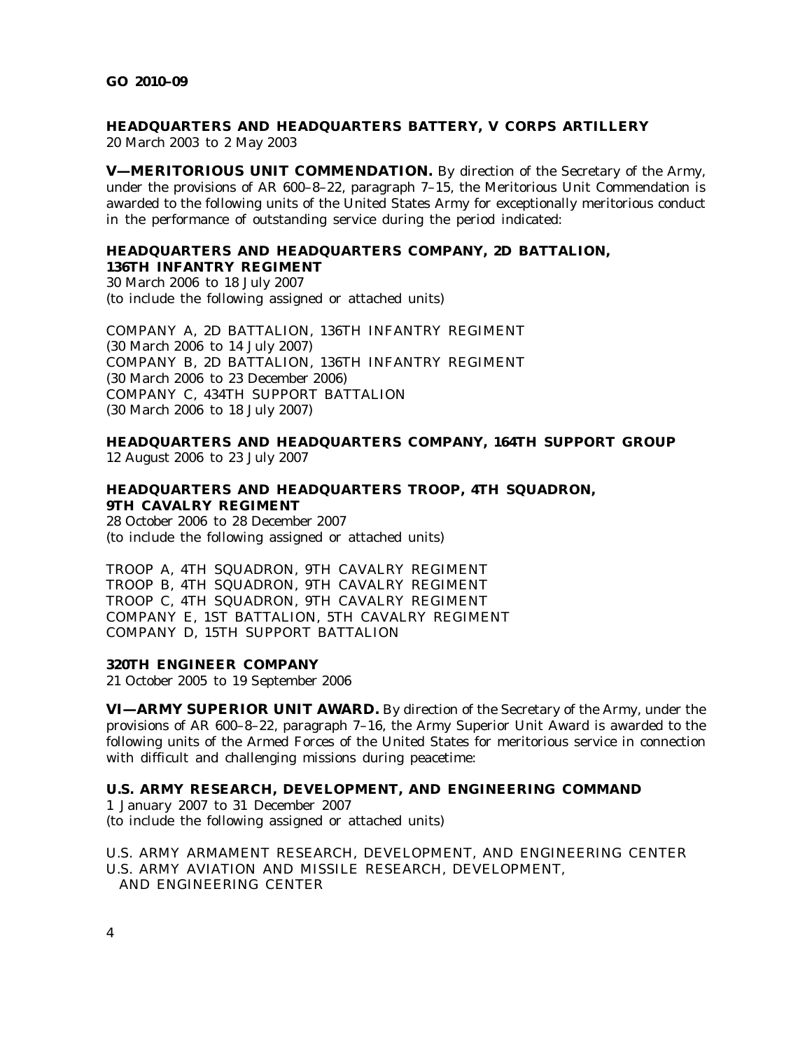**HEADQUARTERS AND HEADQUARTERS BATTERY, V CORPS ARTILLERY**
20 March 2003 to 2 May 2003

**V—MERITORIOUS UNIT COMMENDATION.** By direction of the Secretary of the Army, under the provisions of AR 600–8–22, paragraph 7–15, the Meritorious Unit Commendation is awarded to the following units of the United States Army for exceptionally meritorious conduct in the performance of outstanding service during the period indicated:

**HEADQUARTERS AND HEADQUARTERS COMPANY, 2D BATTALION, 136TH INFANTRY REGIMENT**
30 March 2006 to 18 July 2007
(to include the following assigned or attached units)

COMPANY A, 2D BATTALION, 136TH INFANTRY REGIMENT
(30 March 2006 to 14 July 2007)
COMPANY B, 2D BATTALION, 136TH INFANTRY REGIMENT
(30 March 2006 to 23 December 2006)
COMPANY C, 434TH SUPPORT BATTALION
(30 March 2006 to 18 July 2007)

**HEADQUARTERS AND HEADQUARTERS COMPANY, 164TH SUPPORT GROUP**
12 August 2006 to 23 July 2007

**HEADQUARTERS AND HEADQUARTERS TROOP, 4TH SQUADRON, 9TH CAVALRY REGIMENT**
28 October 2006 to 28 December 2007
(to include the following assigned or attached units)

TROOP A, 4TH SQUADRON, 9TH CAVALRY REGIMENT
TROOP B, 4TH SQUADRON, 9TH CAVALRY REGIMENT
TROOP C, 4TH SQUADRON, 9TH CAVALRY REGIMENT
COMPANY E, 1ST BATTALION, 5TH CAVALRY REGIMENT
COMPANY D, 15TH SUPPORT BATTALION

**320TH ENGINEER COMPANY**
21 October 2005 to 19 September 2006

**VI—ARMY SUPERIOR UNIT AWARD.** By direction of the Secretary of the Army, under the provisions of AR 600–8–22, paragraph 7–16, the Army Superior Unit Award is awarded to the following units of the Armed Forces of the United States for meritorious service in connection with difficult and challenging missions during peacetime:

**U.S. ARMY RESEARCH, DEVELOPMENT, AND ENGINEERING COMMAND**
1 January 2007 to 31 December 2007
(to include the following assigned or attached units)

U.S. ARMY ARMAMENT RESEARCH, DEVELOPMENT, AND ENGINEERING CENTER
U.S. ARMY AVIATION AND MISSILE RESEARCH, DEVELOPMENT, AND ENGINEERING CENTER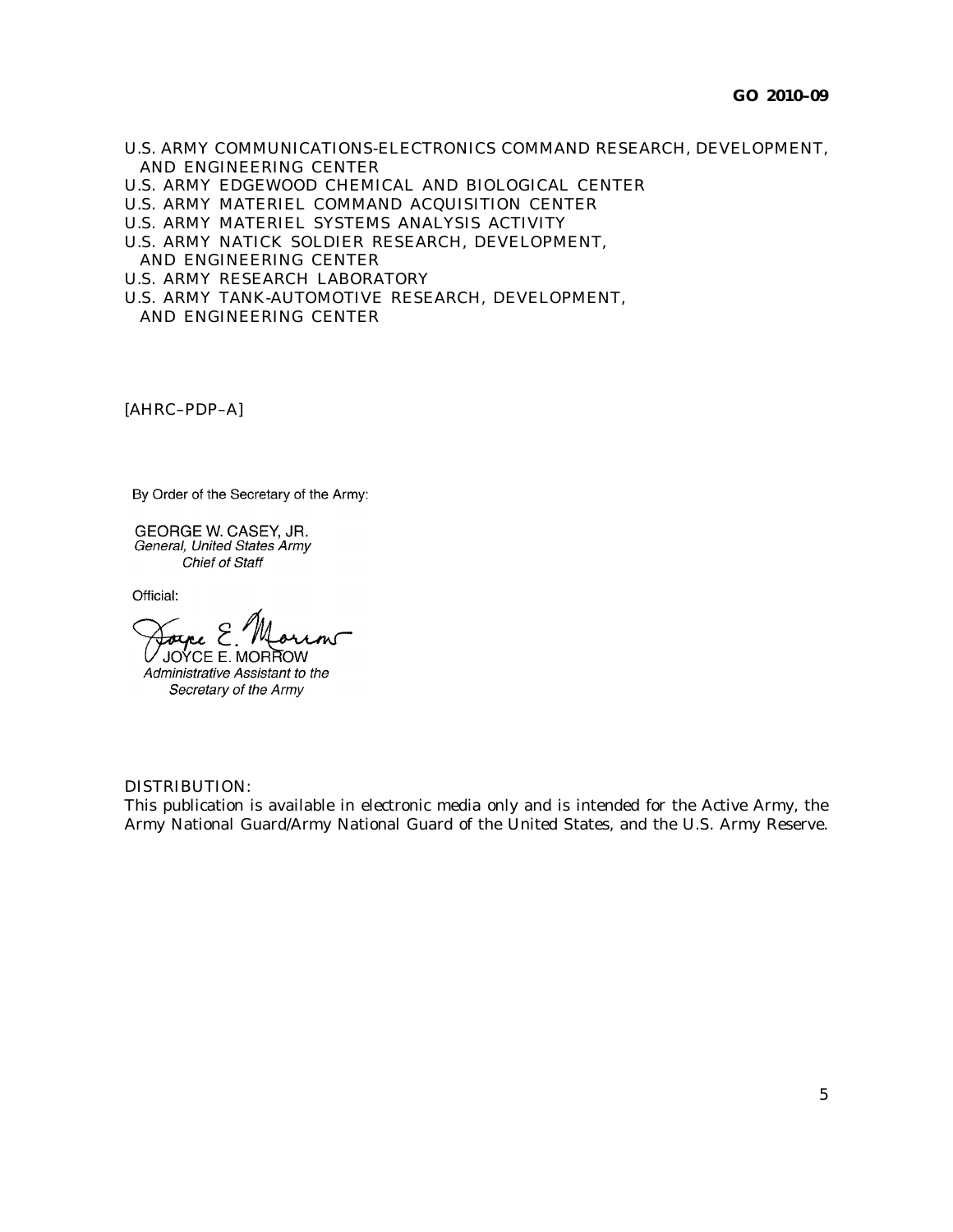U.S. ARMY COMMUNICATIONS-ELECTRONICS COMMAND RESEARCH, DEVELOPMENT, AND ENGINEERING CENTER
U.S. ARMY EDGEWOOD CHEMICAL AND BIOLOGICAL CENTER
U.S. ARMY MATERIEL COMMAND ACQUISITION CENTER
U.S. ARMY MATERIEL SYSTEMS ANALYSIS ACTIVITY
U.S. ARMY NATICK SOLDIER RESEARCH, DEVELOPMENT, AND ENGINEERING CENTER
U.S. ARMY RESEARCH LABORATORY
U.S. ARMY TANK-AUTOMOTIVE RESEARCH, DEVELOPMENT, AND ENGINEERING CENTER

[AHRC–PDP–A]

By Order of the Secretary of the Army:

GEORGE W. CASEY, JR.
*General, United States Army*
*Chief of Staff*

Official:

JOYCE E. MORROW
*Administrative Assistant to the Secretary of the Army*

DISTRIBUTION:
This publication is available in electronic media only and is intended for the Active Army, the Army National Guard/Army National Guard of the United States, and the U.S. Army Reserve.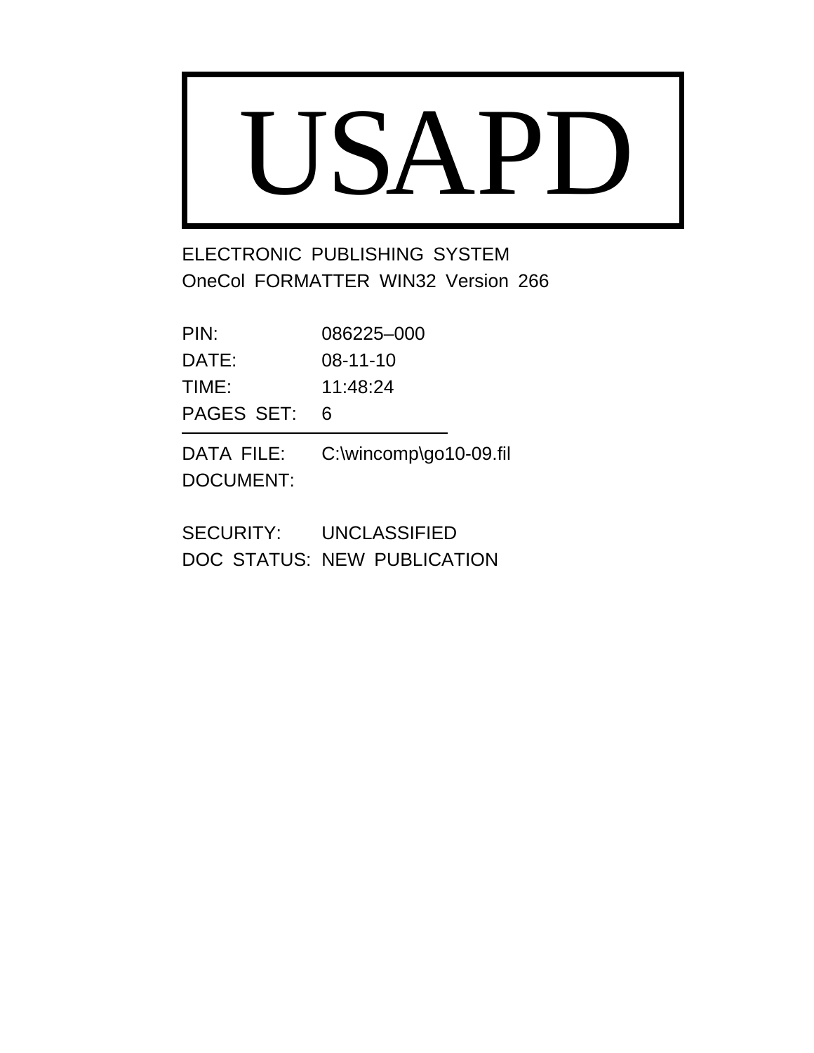# USAPD

ELECTRONIC PUBLISHING SYSTEM
OneCol FORMATTER WIN32 Version 266

| | |
|---|---|
| PIN: | 086225–000 |
| DATE: | 08-11-10 |
| TIME: | 11:48:24 |
| PAGES SET: | 6 |

| | |
|---|---|
| DATA FILE: | C:\wincomp\go10-09.fil |
| DOCUMENT: | |

| | |
|---|---|
| SECURITY: | UNCLASSIFIED |
| DOC STATUS: | NEW PUBLICATION |